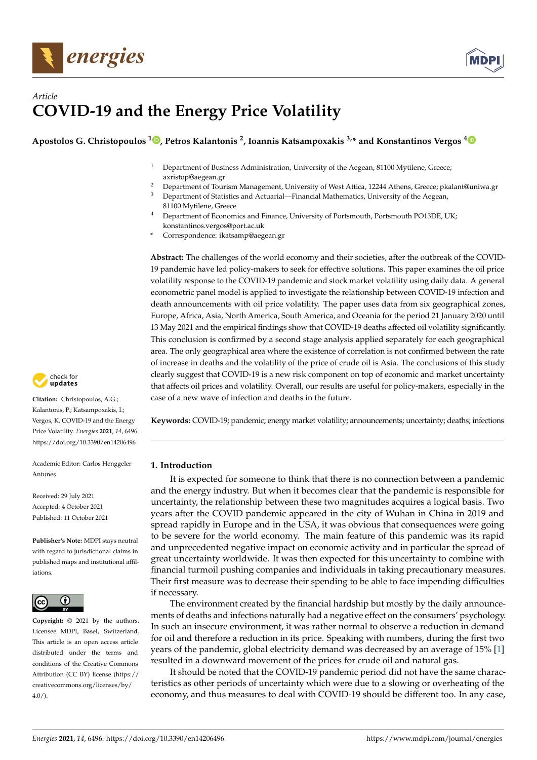*Article*

# COVID-19 and the Energy Price Volatility

**Apostolos G. Christopoulos [1], Petros Kalantonis [2], Ioannis Katsampoxakis [3,*] and Konstantinos Vergos [4]**

[1] Department of Business Administration, University of the Aegean, 81100 Mytilene, Greece; axristop@aegean.gr
[2] Department of Tourism Management, University of West Attica, 12244 Athens, Greece; pkalant@uniwa.gr
[3] Department of Statistics and Actuarial—Financial Mathematics, University of the Aegean, 81100 Mytilene, Greece
[4] Department of Economics and Finance, University of Portsmouth, Portsmouth PO13DE, UK; konstantinos.vergos@port.ac.uk
* Correspondence: ikatsamp@aegean.gr

**Abstract:** The challenges of the world economy and their societies, after the outbreak of the COVID-19 pandemic have led policy-makers to seek for effective solutions. This paper examines the oil price volatility response to the COVID-19 pandemic and stock market volatility using daily data. A general econometric panel model is applied to investigate the relationship between COVID-19 infection and death announcements with oil price volatility. The paper uses data from six geographical zones, Europe, Africa, Asia, North America, South America, and Oceania for the period 21 January 2020 until 13 May 2021 and the empirical findings show that COVID-19 deaths affected oil volatility significantly. This conclusion is confirmed by a second stage analysis applied separately for each geographical area. The only geographical area where the existence of correlation is not confirmed between the rate of increase in deaths and the volatility of the price of crude oil is Asia. The conclusions of this study clearly suggest that COVID-19 is a new risk component on top of economic and market uncertainty that affects oil prices and volatility. Overall, our results are useful for policy-makers, especially in the case of a new wave of infection and deaths in the future.

**Keywords:** COVID-19; pandemic; energy market volatility; announcements; uncertainty; deaths; infections

**Citation:** Christopoulos, A.G.; Kalantonis, P.; Katsampoxakis, I.; Vergos, K. COVID-19 and the Energy Price Volatility. *Energies* **2021**, *14*, 6496. https://doi.org/10.3390/en14206496

Academic Editor: Carlos Henggeler Antunes

Received: 29 July 2021
Accepted: 4 October 2021
Published: 11 October 2021

**Publisher's Note:** MDPI stays neutral with regard to jurisdictional claims in published maps and institutional affiliations.

**Copyright:** © 2021 by the authors. Licensee MDPI, Basel, Switzerland. This article is an open access article distributed under the terms and conditions of the Creative Commons Attribution (CC BY) license (https://creativecommons.org/licenses/by/4.0/).

## 1. Introduction

It is expected for someone to think that there is no connection between a pandemic and the energy industry. But when it becomes clear that the pandemic is responsible for uncertainty, the relationship between these two magnitudes acquires a logical basis. Two years after the COVID pandemic appeared in the city of Wuhan in China in 2019 and spread rapidly in Europe and in the USA, it was obvious that consequences were going to be severe for the world economy. The main feature of this pandemic was its rapid and unprecedented negative impact on economic activity and in particular the spread of great uncertainty worldwide. It was then expected for this uncertainty to combine with financial turmoil pushing companies and individuals in taking precautionary measures. Their first measure was to decrease their spending to be able to face impending difficulties if necessary.

The environment created by the financial hardship but mostly by the daily announcements of deaths and infections naturally had a negative effect on the consumers' psychology. In such an insecure environment, it was rather normal to observe a reduction in demand for oil and therefore a reduction in its price. Speaking with numbers, during the first two years of the pandemic, global electricity demand was decreased by an average of 15% [1] resulted in a downward movement of the prices for crude oil and natural gas.

It should be noted that the COVID-19 pandemic period did not have the same characteristics as other periods of uncertainty which were due to a slowing or overheating of the economy, and thus measures to deal with COVID-19 should be different too. In any case,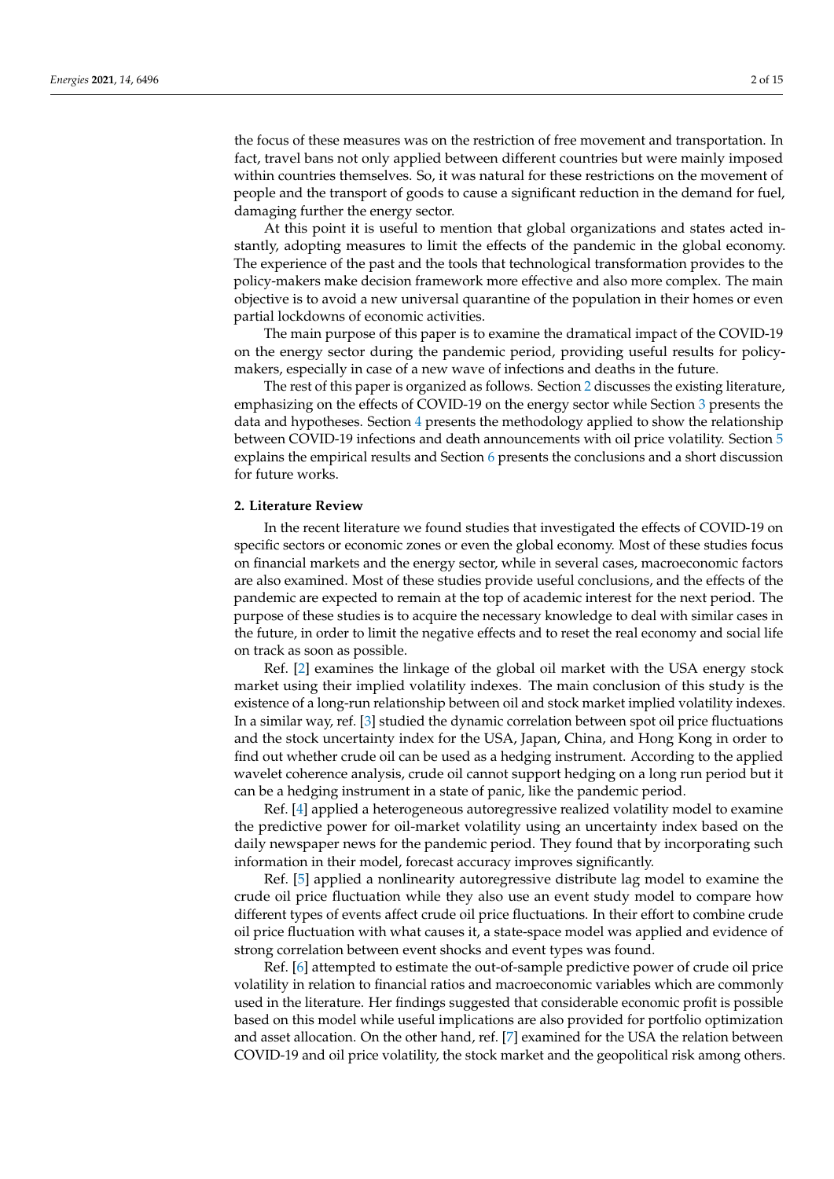the focus of these measures was on the restriction of free movement and transportation. In fact, travel bans not only applied between different countries but were mainly imposed within countries themselves. So, it was natural for these restrictions on the movement of people and the transport of goods to cause a significant reduction in the demand for fuel, damaging further the energy sector.

At this point it is useful to mention that global organizations and states acted instantly, adopting measures to limit the effects of the pandemic in the global economy. The experience of the past and the tools that technological transformation provides to the policy-makers make decision framework more effective and also more complex. The main objective is to avoid a new universal quarantine of the population in their homes or even partial lockdowns of economic activities.

The main purpose of this paper is to examine the dramatical impact of the COVID-19 on the energy sector during the pandemic period, providing useful results for policy-makers, especially in case of a new wave of infections and deaths in the future.

The rest of this paper is organized as follows. Section 2 discusses the existing literature, emphasizing on the effects of COVID-19 on the energy sector while Section 3 presents the data and hypotheses. Section 4 presents the methodology applied to show the relationship between COVID-19 infections and death announcements with oil price volatility. Section 5 explains the empirical results and Section 6 presents the conclusions and a short discussion for future works.

## 2. Literature Review

In the recent literature we found studies that investigated the effects of COVID-19 on specific sectors or economic zones or even the global economy. Most of these studies focus on financial markets and the energy sector, while in several cases, macroeconomic factors are also examined. Most of these studies provide useful conclusions, and the effects of the pandemic are expected to remain at the top of academic interest for the next period. The purpose of these studies is to acquire the necessary knowledge to deal with similar cases in the future, in order to limit the negative effects and to reset the real economy and social life on track as soon as possible.

Ref. [2] examines the linkage of the global oil market with the USA energy stock market using their implied volatility indexes. The main conclusion of this study is the existence of a long-run relationship between oil and stock market implied volatility indexes. In a similar way, ref. [3] studied the dynamic correlation between spot oil price fluctuations and the stock uncertainty index for the USA, Japan, China, and Hong Kong in order to find out whether crude oil can be used as a hedging instrument. According to the applied wavelet coherence analysis, crude oil cannot support hedging on a long run period but it can be a hedging instrument in a state of panic, like the pandemic period.

Ref. [4] applied a heterogeneous autoregressive realized volatility model to examine the predictive power for oil-market volatility using an uncertainty index based on the daily newspaper news for the pandemic period. They found that by incorporating such information in their model, forecast accuracy improves significantly.

Ref. [5] applied a nonlinearity autoregressive distribute lag model to examine the crude oil price fluctuation while they also use an event study model to compare how different types of events affect crude oil price fluctuations. In their effort to combine crude oil price fluctuation with what causes it, a state-space model was applied and evidence of strong correlation between event shocks and event types was found.

Ref. [6] attempted to estimate the out-of-sample predictive power of crude oil price volatility in relation to financial ratios and macroeconomic variables which are commonly used in the literature. Her findings suggested that considerable economic profit is possible based on this model while useful implications are also provided for portfolio optimization and asset allocation. On the other hand, ref. [7] examined for the USA the relation between COVID-19 and oil price volatility, the stock market and the geopolitical risk among others.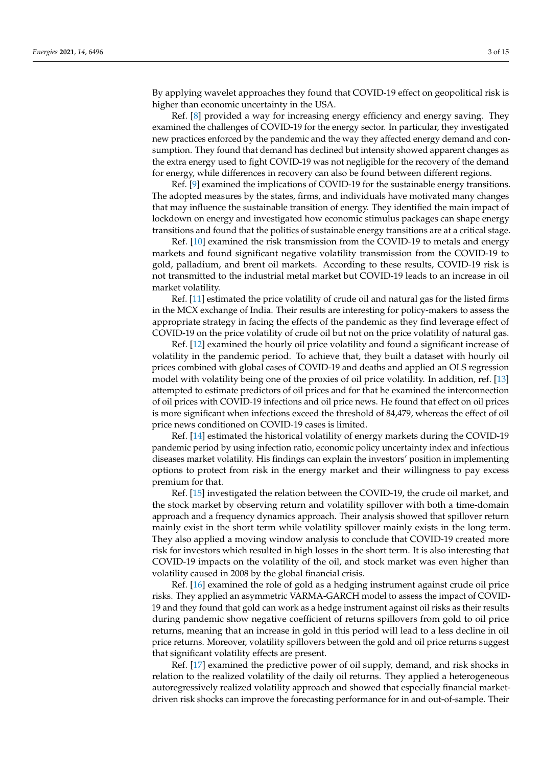By applying wavelet approaches they found that COVID-19 effect on geopolitical risk is higher than economic uncertainty in the USA.

Ref. [8] provided a way for increasing energy efficiency and energy saving. They examined the challenges of COVID-19 for the energy sector. In particular, they investigated new practices enforced by the pandemic and the way they affected energy demand and consumption. They found that demand has declined but intensity showed apparent changes as the extra energy used to fight COVID-19 was not negligible for the recovery of the demand for energy, while differences in recovery can also be found between different regions.

Ref. [9] examined the implications of COVID-19 for the sustainable energy transitions. The adopted measures by the states, firms, and individuals have motivated many changes that may influence the sustainable transition of energy. They identified the main impact of lockdown on energy and investigated how economic stimulus packages can shape energy transitions and found that the politics of sustainable energy transitions are at a critical stage.

Ref. [10] examined the risk transmission from the COVID-19 to metals and energy markets and found significant negative volatility transmission from the COVID-19 to gold, palladium, and brent oil markets. According to these results, COVID-19 risk is not transmitted to the industrial metal market but COVID-19 leads to an increase in oil market volatility.

Ref. [11] estimated the price volatility of crude oil and natural gas for the listed firms in the MCX exchange of India. Their results are interesting for policy-makers to assess the appropriate strategy in facing the effects of the pandemic as they find leverage effect of COVID-19 on the price volatility of crude oil but not on the price volatility of natural gas.

Ref. [12] examined the hourly oil price volatility and found a significant increase of volatility in the pandemic period. To achieve that, they built a dataset with hourly oil prices combined with global cases of COVID-19 and deaths and applied an OLS regression model with volatility being one of the proxies of oil price volatility. In addition, ref. [13] attempted to estimate predictors of oil prices and for that he examined the interconnection of oil prices with COVID-19 infections and oil price news. He found that effect on oil prices is more significant when infections exceed the threshold of 84,479, whereas the effect of oil price news conditioned on COVID-19 cases is limited.

Ref. [14] estimated the historical volatility of energy markets during the COVID-19 pandemic period by using infection ratio, economic policy uncertainty index and infectious diseases market volatility. His findings can explain the investors' position in implementing options to protect from risk in the energy market and their willingness to pay excess premium for that.

Ref. [15] investigated the relation between the COVID-19, the crude oil market, and the stock market by observing return and volatility spillover with both a time-domain approach and a frequency dynamics approach. Their analysis showed that spillover return mainly exist in the short term while volatility spillover mainly exists in the long term. They also applied a moving window analysis to conclude that COVID-19 created more risk for investors which resulted in high losses in the short term. It is also interesting that COVID-19 impacts on the volatility of the oil, and stock market was even higher than volatility caused in 2008 by the global financial crisis.

Ref. [16] examined the role of gold as a hedging instrument against crude oil price risks. They applied an asymmetric VARMA-GARCH model to assess the impact of COVID-19 and they found that gold can work as a hedge instrument against oil risks as their results during pandemic show negative coefficient of returns spillovers from gold to oil price returns, meaning that an increase in gold in this period will lead to a less decline in oil price returns. Moreover, volatility spillovers between the gold and oil price returns suggest that significant volatility effects are present.

Ref. [17] examined the predictive power of oil supply, demand, and risk shocks in relation to the realized volatility of the daily oil returns. They applied a heterogeneous autoregressively realized volatility approach and showed that especially financial market-driven risk shocks can improve the forecasting performance for in and out-of-sample. Their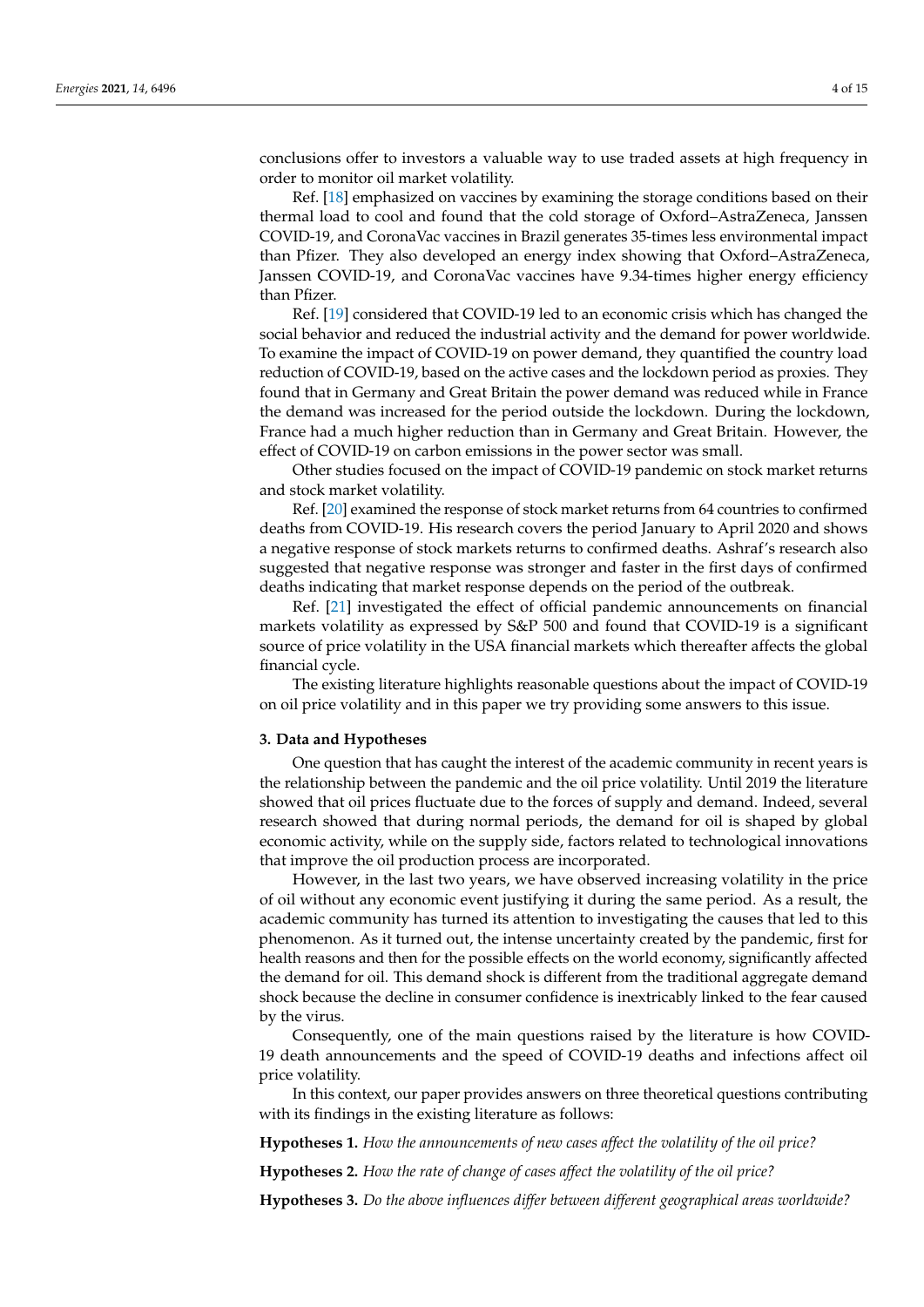conclusions offer to investors a valuable way to use traded assets at high frequency in order to monitor oil market volatility.

Ref. [18] emphasized on vaccines by examining the storage conditions based on their thermal load to cool and found that the cold storage of Oxford–AstraZeneca, Janssen COVID-19, and CoronaVac vaccines in Brazil generates 35-times less environmental impact than Pfizer. They also developed an energy index showing that Oxford–AstraZeneca, Janssen COVID-19, and CoronaVac vaccines have 9.34-times higher energy efficiency than Pfizer.

Ref. [19] considered that COVID-19 led to an economic crisis which has changed the social behavior and reduced the industrial activity and the demand for power worldwide. To examine the impact of COVID-19 on power demand, they quantified the country load reduction of COVID-19, based on the active cases and the lockdown period as proxies. They found that in Germany and Great Britain the power demand was reduced while in France the demand was increased for the period outside the lockdown. During the lockdown, France had a much higher reduction than in Germany and Great Britain. However, the effect of COVID-19 on carbon emissions in the power sector was small.

Other studies focused on the impact of COVID-19 pandemic on stock market returns and stock market volatility.

Ref. [20] examined the response of stock market returns from 64 countries to confirmed deaths from COVID-19. His research covers the period January to April 2020 and shows a negative response of stock markets returns to confirmed deaths. Ashraf's research also suggested that negative response was stronger and faster in the first days of confirmed deaths indicating that market response depends on the period of the outbreak.

Ref. [21] investigated the effect of official pandemic announcements on financial markets volatility as expressed by S&P 500 and found that COVID-19 is a significant source of price volatility in the USA financial markets which thereafter affects the global financial cycle.

The existing literature highlights reasonable questions about the impact of COVID-19 on oil price volatility and in this paper we try providing some answers to this issue.

## 3. Data and Hypotheses

One question that has caught the interest of the academic community in recent years is the relationship between the pandemic and the oil price volatility. Until 2019 the literature showed that oil prices fluctuate due to the forces of supply and demand. Indeed, several research showed that during normal periods, the demand for oil is shaped by global economic activity, while on the supply side, factors related to technological innovations that improve the oil production process are incorporated.

However, in the last two years, we have observed increasing volatility in the price of oil without any economic event justifying it during the same period. As a result, the academic community has turned its attention to investigating the causes that led to this phenomenon. As it turned out, the intense uncertainty created by the pandemic, first for health reasons and then for the possible effects on the world economy, significantly affected the demand for oil. This demand shock is different from the traditional aggregate demand shock because the decline in consumer confidence is inextricably linked to the fear caused by the virus.

Consequently, one of the main questions raised by the literature is how COVID-19 death announcements and the speed of COVID-19 deaths and infections affect oil price volatility.

In this context, our paper provides answers on three theoretical questions contributing with its findings in the existing literature as follows:

**Hypotheses 1.** *How the announcements of new cases affect the volatility of the oil price?*

**Hypotheses 2.** *How the rate of change of cases affect the volatility of the oil price?*

**Hypotheses 3.** *Do the above influences differ between different geographical areas worldwide?*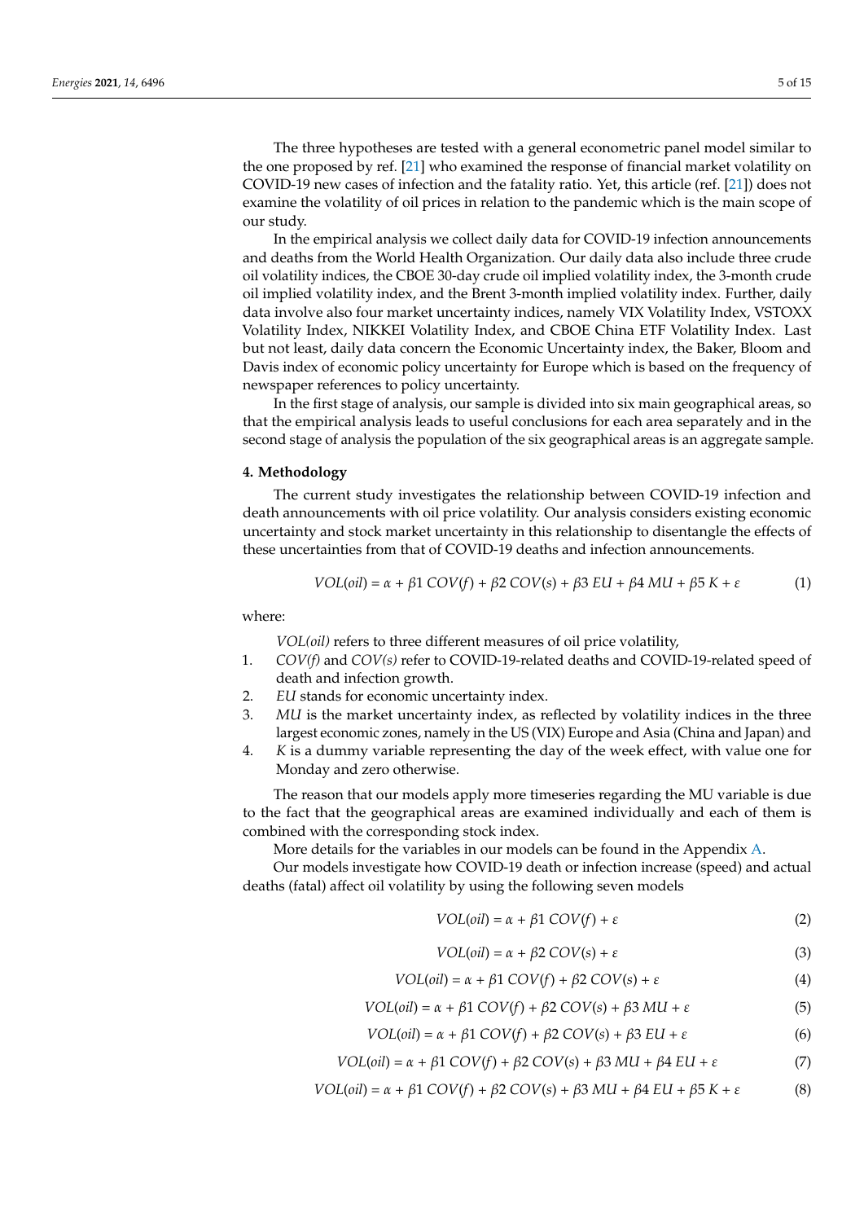The three hypotheses are tested with a general econometric panel model similar to the one proposed by ref. [21] who examined the response of financial market volatility on COVID-19 new cases of infection and the fatality ratio. Yet, this article (ref. [21]) does not examine the volatility of oil prices in relation to the pandemic which is the main scope of our study.

In the empirical analysis we collect daily data for COVID-19 infection announcements and deaths from the World Health Organization. Our daily data also include three crude oil volatility indices, the CBOE 30-day crude oil implied volatility index, the 3-month crude oil implied volatility index, and the Brent 3-month implied volatility index. Further, daily data involve also four market uncertainty indices, namely VIX Volatility Index, VSTOXX Volatility Index, NIKKEI Volatility Index, and CBOE China ETF Volatility Index. Last but not least, daily data concern the Economic Uncertainty index, the Baker, Bloom and Davis index of economic policy uncertainty for Europe which is based on the frequency of newspaper references to policy uncertainty.

In the first stage of analysis, our sample is divided into six main geographical areas, so that the empirical analysis leads to useful conclusions for each area separately and in the second stage of analysis the population of the six geographical areas is an aggregate sample.

## 4. Methodology

The current study investigates the relationship between COVID-19 infection and death announcements with oil price volatility. Our analysis considers existing economic uncertainty and stock market uncertainty in this relationship to disentangle the effects of these uncertainties from that of COVID-19 deaths and infection announcements.

$$VOL(oil) = \alpha + \beta 1\ COV(f) + \beta 2\ COV(s) + \beta 3\ EU + \beta 4\ MU + \beta 5\ K + \varepsilon \tag{1}$$

where:

*VOL(oil)* refers to three different measures of oil price volatility,

1. *COV(f)* and *COV(s)* refer to COVID-19-related deaths and COVID-19-related speed of death and infection growth.
2. *EU* stands for economic uncertainty index.
3. *MU* is the market uncertainty index, as reflected by volatility indices in the three largest economic zones, namely in the US (VIX) Europe and Asia (China and Japan) and
4. *K* is a dummy variable representing the day of the week effect, with value one for Monday and zero otherwise.

The reason that our models apply more timeseries regarding the MU variable is due to the fact that the geographical areas are examined individually and each of them is combined with the corresponding stock index.

More details for the variables in our models can be found in the Appendix A.

Our models investigate how COVID-19 death or infection increase (speed) and actual deaths (fatal) affect oil volatility by using the following seven models

$$VOL(oil) = \alpha + \beta 1\ COV(f) + \varepsilon \tag{2}$$

$$VOL(oil) = \alpha + \beta 2\ COV(s) + \varepsilon \tag{3}$$

$$VOL(oil) = \alpha + \beta 1\ COV(f) + \beta 2\ COV(s) + \varepsilon \tag{4}$$

$$VOL(oil) = \alpha + \beta 1\ COV(f) + \beta 2\ COV(s) + \beta 3\ MU + \varepsilon \tag{5}$$

$$VOL(oil) = \alpha + \beta 1\ COV(f) + \beta 2\ COV(s) + \beta 3\ EU + \varepsilon \tag{6}$$

$$VOL(oil) = \alpha + \beta 1\ COV(f) + \beta 2\ COV(s) + \beta 3\ MU + \beta 4\ EU + \varepsilon \tag{7}$$

$$VOL(oil) = \alpha + \beta 1\ COV(f) + \beta 2\ COV(s) + \beta 3\ MU + \beta 4\ EU + \beta 5\ K + \varepsilon \tag{8}$$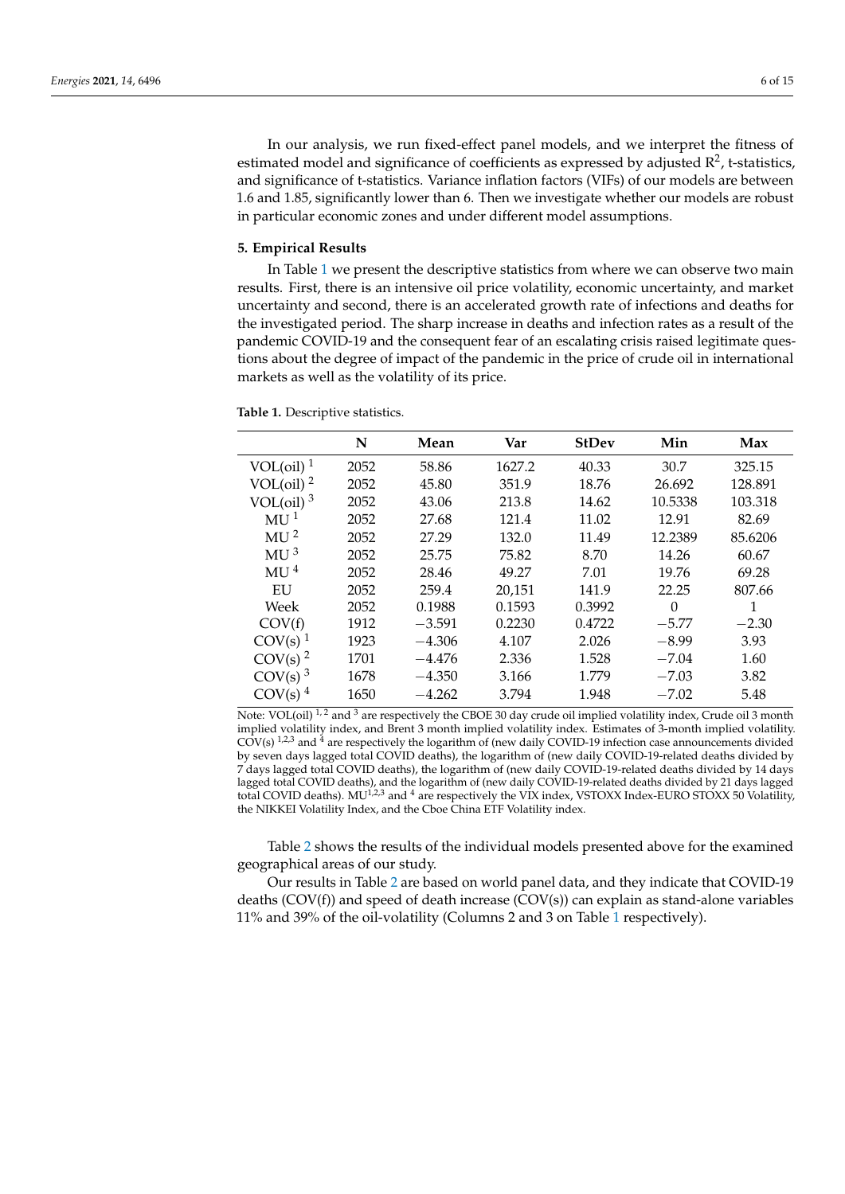In our analysis, we run fixed-effect panel models, and we interpret the fitness of estimated model and significance of coefficients as expressed by adjusted $R^2$, t-statistics, and significance of t-statistics. Variance inflation factors (VIFs) of our models are between 1.6 and 1.85, significantly lower than 6. Then we investigate whether our models are robust in particular economic zones and under different model assumptions.

## 5. Empirical Results

In Table 1 we present the descriptive statistics from where we can observe two main results. First, there is an intensive oil price volatility, economic uncertainty, and market uncertainty and second, there is an accelerated growth rate of infections and deaths for the investigated period. The sharp increase in deaths and infection rates as a result of the pandemic COVID-19 and the consequent fear of an escalating crisis raised legitimate questions about the degree of impact of the pandemic in the price of crude oil in international markets as well as the volatility of its price.

**Table 1.** Descriptive statistics.

| | N | Mean | Var | StDev | Min | Max |
|---|---|---|---|---|---|---|
| VOL(oil) [1] | 2052 | 58.86 | 1627.2 | 40.33 | 30.7 | 325.15 |
| VOL(oil) [2] | 2052 | 45.80 | 351.9 | 18.76 | 26.692 | 128.891 |
| VOL(oil) [3] | 2052 | 43.06 | 213.8 | 14.62 | 10.5338 | 103.318 |
| MU [1] | 2052 | 27.68 | 121.4 | 11.02 | 12.91 | 82.69 |
| MU [2] | 2052 | 27.29 | 132.0 | 11.49 | 12.2389 | 85.6206 |
| MU [3] | 2052 | 25.75 | 75.82 | 8.70 | 14.26 | 60.67 |
| MU [4] | 2052 | 28.46 | 49.27 | 7.01 | 19.76 | 69.28 |
| EU | 2052 | 259.4 | 20,151 | 141.9 | 22.25 | 807.66 |
| Week | 2052 | 0.1988 | 0.1593 | 0.3992 | 0 | 1 |
| COV(f) | 1912 | −3.591 | 0.2230 | 0.4722 | −5.77 | −2.30 |
| COV(s) [1] | 1923 | −4.306 | 4.107 | 2.026 | −8.99 | 3.93 |
| COV(s) [2] | 1701 | −4.476 | 2.336 | 1.528 | −7.04 | 1.60 |
| COV(s) [3] | 1678 | −4.350 | 3.166 | 1.779 | −7.03 | 3.82 |
| COV(s) [4] | 1650 | −4.262 | 3.794 | 1.948 | −7.02 | 5.48 |

Note: VOL(oil) [1, 2] and [3] are respectively the CBOE 30 day crude oil implied volatility index, Crude oil 3 month implied volatility index, and Brent 3 month implied volatility index. Estimates of 3-month implied volatility. COV(s) [1,2,3] and [4] are respectively the logarithm of (new daily COVID-19 infection case announcements divided by seven days lagged total COVID deaths), the logarithm of (new daily COVID-19-related deaths divided by 7 days lagged total COVID deaths), the logarithm of (new daily COVID-19-related deaths divided by 14 days lagged total COVID deaths), and the logarithm of (new daily COVID-19-related deaths divided by 21 days lagged total COVID deaths). MU[1,2,3] and [4] are respectively the VIX index, VSTOXX Index-EURO STOXX 50 Volatility, the NIKKEI Volatility Index, and the Cboe China ETF Volatility index.

Table 2 shows the results of the individual models presented above for the examined geographical areas of our study.

Our results in Table 2 are based on world panel data, and they indicate that COVID-19 deaths (COV(f)) and speed of death increase (COV(s)) can explain as stand-alone variables 11% and 39% of the oil-volatility (Columns 2 and 3 on Table 1 respectively).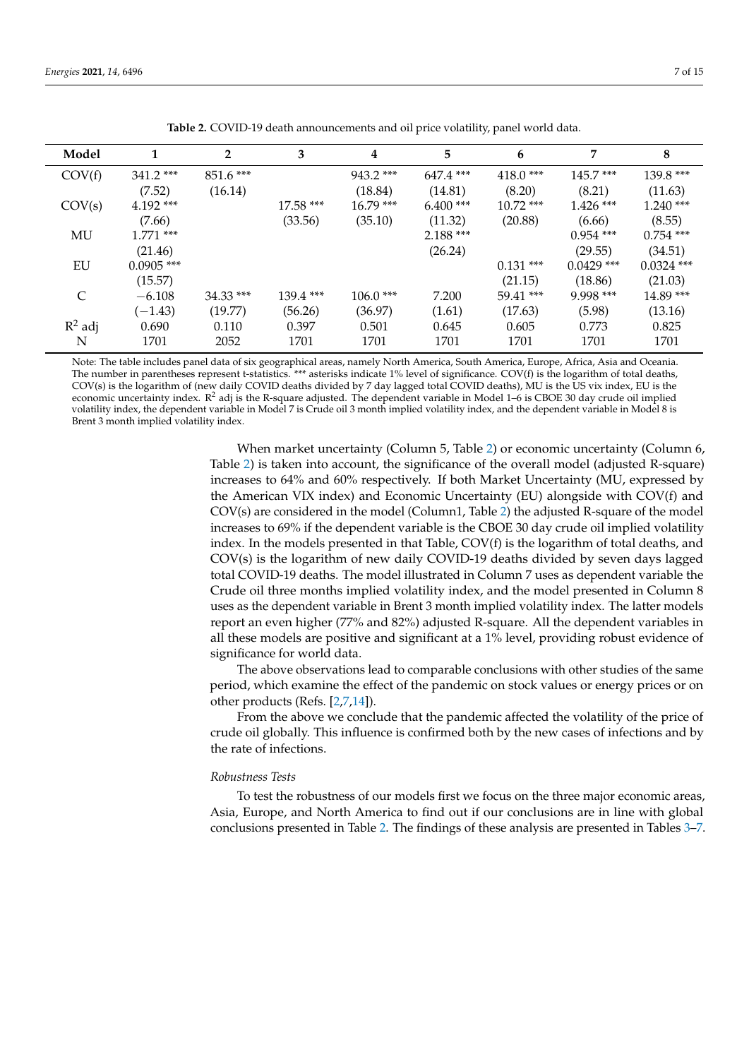**Table 2.** COVID-19 death announcements and oil price volatility, panel world data.

| Model | 1 | 2 | 3 | 4 | 5 | 6 | 7 | 8 |
|---|---|---|---|---|---|---|---|---|
| COV(f) | 341.2 *** | 851.6 *** | | 943.2 *** | 647.4 *** | 418.0 *** | 145.7 *** | 139.8 *** |
| | (7.52) | (16.14) | | (18.84) | (14.81) | (8.20) | (8.21) | (11.63) |
| COV(s) | 4.192 *** | | 17.58 *** | 16.79 *** | 6.400 *** | 10.72 *** | 1.426 *** | 1.240 *** |
| | (7.66) | | (33.56) | (35.10) | (11.32) | (20.88) | (6.66) | (8.55) |
| MU | 1.771 *** | | | | 2.188 *** | | 0.954 *** | 0.754 *** |
| | (21.46) | | | | (26.24) | | (29.55) | (34.51) |
| EU | 0.0905 *** | | | | | 0.131 *** | 0.0429 *** | 0.0324 *** |
| | (15.57) | | | | | (21.15) | (18.86) | (21.03) |
| C | −6.108 | 34.33 *** | 139.4 *** | 106.0 *** | 7.200 | 59.41 *** | 9.998 *** | 14.89 *** |
| | (−1.43) | (19.77) | (56.26) | (36.97) | (1.61) | (17.63) | (5.98) | (13.16) |
| $R^2$ adj | 0.690 | 0.110 | 0.397 | 0.501 | 0.645 | 0.605 | 0.773 | 0.825 |
| N | 1701 | 2052 | 1701 | 1701 | 1701 | 1701 | 1701 | 1701 |

Note: The table includes panel data of six geographical areas, namely North America, South America, Europe, Africa, Asia and Oceania. The number in parentheses represent t-statistics. *** asterisks indicate 1% level of significance. COV(f) is the logarithm of total deaths, COV(s) is the logarithm of (new daily COVID deaths divided by 7 day lagged total COVID deaths), MU is the US vix index, EU is the economic uncertainty index. $R^2$ adj is the R-square adjusted. The dependent variable in Model 1–6 is CBOE 30 day crude oil implied volatility index, the dependent variable in Model 7 is Crude oil 3 month implied volatility index, and the dependent variable in Model 8 is Brent 3 month implied volatility index.

When market uncertainty (Column 5, Table 2) or economic uncertainty (Column 6, Table 2) is taken into account, the significance of the overall model (adjusted R-square) increases to 64% and 60% respectively. If both Market Uncertainty (MU, expressed by the American VIX index) and Economic Uncertainty (EU) alongside with COV(f) and COV(s) are considered in the model (Column1, Table 2) the adjusted R-square of the model increases to 69% if the dependent variable is the CBOE 30 day crude oil implied volatility index. In the models presented in that Table, COV(f) is the logarithm of total deaths, and COV(s) is the logarithm of new daily COVID-19 deaths divided by seven days lagged total COVID-19 deaths. The model illustrated in Column 7 uses as dependent variable the Crude oil three months implied volatility index, and the model presented in Column 8 uses as the dependent variable in Brent 3 month implied volatility index. The latter models report an even higher (77% and 82%) adjusted R-square. All the dependent variables in all these models are positive and significant at a 1% level, providing robust evidence of significance for world data.

The above observations lead to comparable conclusions with other studies of the same period, which examine the effect of the pandemic on stock values or energy prices or on other products (Refs. [2,7,14]).

From the above we conclude that the pandemic affected the volatility of the price of crude oil globally. This influence is confirmed both by the new cases of infections and by the rate of infections.

*Robustness Tests*

To test the robustness of our models first we focus on the three major economic areas, Asia, Europe, and North America to find out if our conclusions are in line with global conclusions presented in Table 2. The findings of these analysis are presented in Tables 3–7.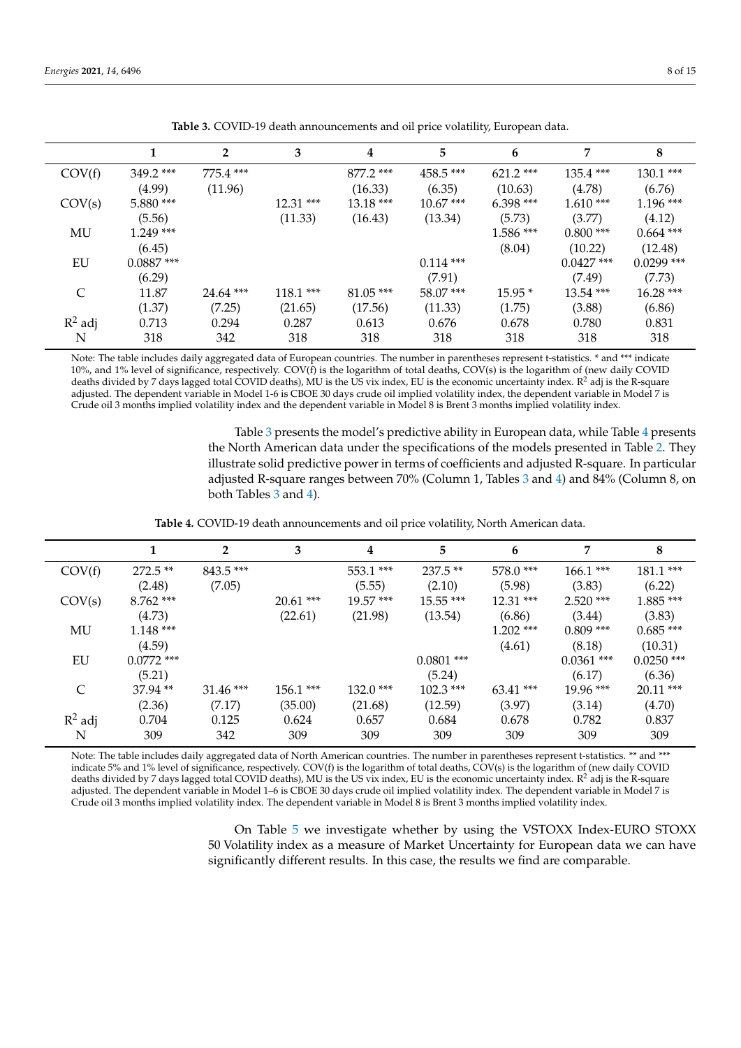**Table 3.** COVID-19 death announcements and oil price volatility, European data.

| | 1 | 2 | 3 | 4 | 5 | 6 | 7 | 8 |
|---|---|---|---|---|---|---|---|---|
| COV(f) | 349.2 *** | 775.4 *** | | 877.2 *** | 458.5 *** | 621.2 *** | 135.4 *** | 130.1 *** |
| | (4.99) | (11.96) | | (16.33) | (6.35) | (10.63) | (4.78) | (6.76) |
| COV(s) | 5.880 *** | | 12.31 *** | 13.18 *** | 10.67 *** | 6.398 *** | 1.610 *** | 1.196 *** |
| | (5.56) | | (11.33) | (16.43) | (13.34) | (5.73) | (3.77) | (4.12) |
| MU | 1.249 *** | | | | | 1.586 *** | 0.800 *** | 0.664 *** |
| | (6.45) | | | | | (8.04) | (10.22) | (12.48) |
| EU | 0.0887 *** | | | | 0.114 *** | | 0.0427 *** | 0.0299 *** |
| | (6.29) | | | | (7.91) | | (7.49) | (7.73) |
| C | 11.87 | 24.64 *** | 118.1 *** | 81.05 *** | 58.07 *** | 15.95 * | 13.54 *** | 16.28 *** |
| | (1.37) | (7.25) | (21.65) | (17.56) | (11.33) | (1.75) | (3.88) | (6.86) |
| $R^2$ adj | 0.713 | 0.294 | 0.287 | 0.613 | 0.676 | 0.678 | 0.780 | 0.831 |
| N | 318 | 342 | 318 | 318 | 318 | 318 | 318 | 318 |

Note: The table includes daily aggregated data of European countries. The number in parentheses represent t-statistics. * and *** indicate 10%, and 1% level of significance, respectively. COV(f) is the logarithm of total deaths, COV(s) is the logarithm of (new daily COVID deaths divided by 7 days lagged total COVID deaths), MU is the US vix index, EU is the economic uncertainty index. $R^2$ adj is the R-square adjusted. The dependent variable in Model 1-6 is CBOE 30 days crude oil implied volatility index, the dependent variable in Model 7 is Crude oil 3 months implied volatility index and the dependent variable in Model 8 is Brent 3 months implied volatility index.

Table 3 presents the model's predictive ability in European data, while Table 4 presents the North American data under the specifications of the models presented in Table 2. They illustrate solid predictive power in terms of coefficients and adjusted R-square. In particular adjusted R-square ranges between 70% (Column 1, Tables 3 and 4) and 84% (Column 8, on both Tables 3 and 4).

**Table 4.** COVID-19 death announcements and oil price volatility, North American data.

| | 1 | 2 | 3 | 4 | 5 | 6 | 7 | 8 |
|---|---|---|---|---|---|---|---|---|
| COV(f) | 272.5 ** | 843.5 *** | | 553.1 *** | 237.5 ** | 578.0 *** | 166.1 *** | 181.1 *** |
| | (2.48) | (7.05) | | (5.55) | (2.10) | (5.98) | (3.83) | (6.22) |
| COV(s) | 8.762 *** | | 20.61 *** | 19.57 *** | 15.55 *** | 12.31 *** | 2.520 *** | 1.885 *** |
| | (4.73) | | (22.61) | (21.98) | (13.54) | (6.86) | (3.44) | (3.83) |
| MU | 1.148 *** | | | | | 1.202 *** | 0.809 *** | 0.685 *** |
| | (4.59) | | | | | (4.61) | (8.18) | (10.31) |
| EU | 0.0772 *** | | | | 0.0801 *** | | 0.0361 *** | 0.0250 *** |
| | (5.21) | | | | (5.24) | | (6.17) | (6.36) |
| C | 37.94 ** | 31.46 *** | 156.1 *** | 132.0 *** | 102.3 *** | 63.41 *** | 19.96 *** | 20.11 *** |
| | (2.36) | (7.17) | (35.00) | (21.68) | (12.59) | (3.97) | (3.14) | (4.70) |
| $R^2$ adj | 0.704 | 0.125 | 0.624 | 0.657 | 0.684 | 0.678 | 0.782 | 0.837 |
| N | 309 | 342 | 309 | 309 | 309 | 309 | 309 | 309 |

Note: The table includes daily aggregated data of North American countries. The number in parentheses represent t-statistics. ** and *** indicate 5% and 1% level of significance, respectively. COV(f) is the logarithm of total deaths, COV(s) is the logarithm of (new daily COVID deaths divided by 7 days lagged total COVID deaths), MU is the US vix index, EU is the economic uncertainty index. $R^2$ adj is the R-square adjusted. The dependent variable in Model 1–6 is CBOE 30 days crude oil implied volatility index. The dependent variable in Model 7 is Crude oil 3 months implied volatility index. The dependent variable in Model 8 is Brent 3 months implied volatility index.

On Table 5 we investigate whether by using the VSTOXX Index-EURO STOXX 50 Volatility index as a measure of Market Uncertainty for European data we can have significantly different results. In this case, the results we find are comparable.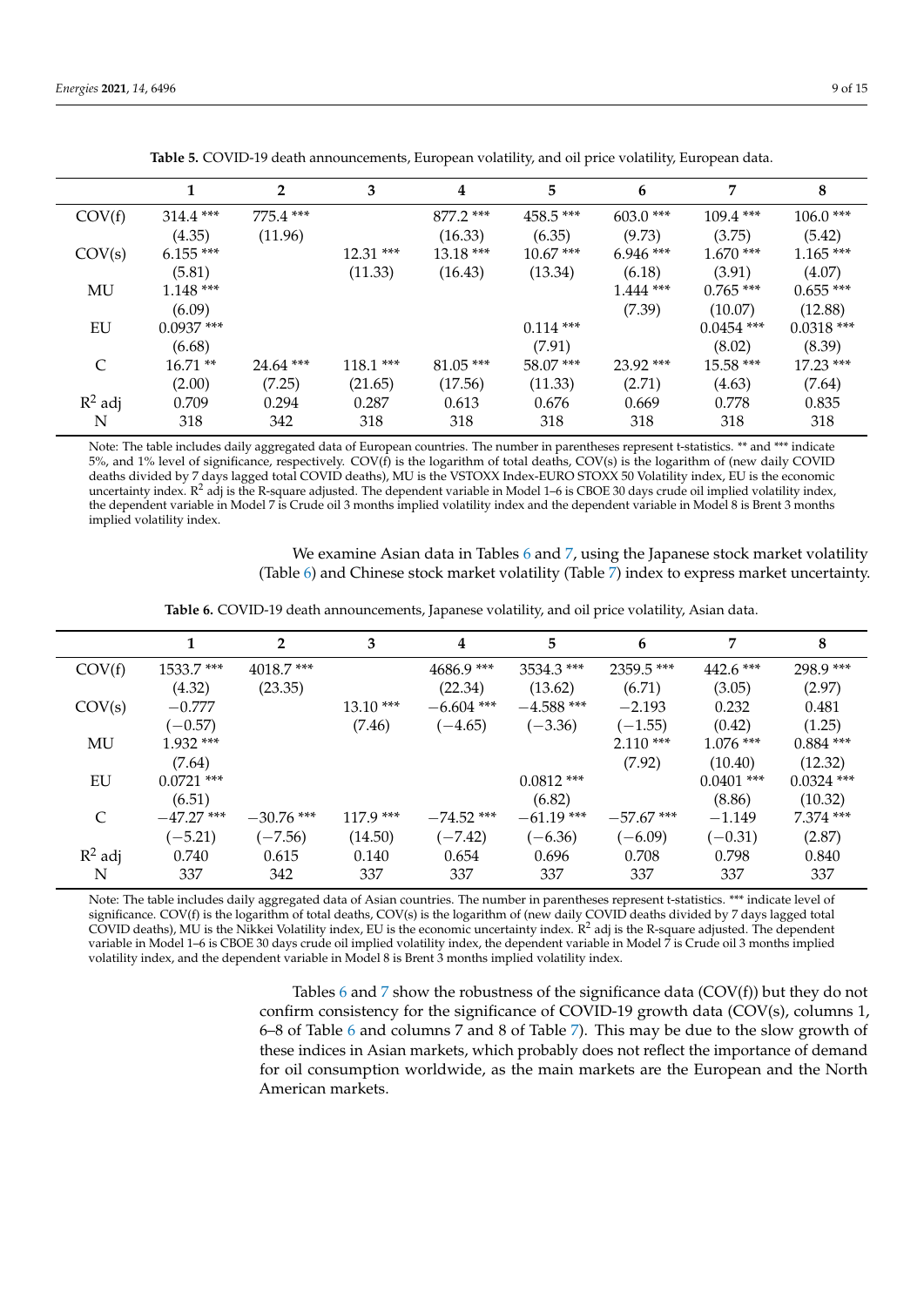**Table 5.** COVID-19 death announcements, European volatility, and oil price volatility, European data.

| | 1 | 2 | 3 | 4 | 5 | 6 | 7 | 8 |
|---|---|---|---|---|---|---|---|---|
| COV(f) | 314.4 *** | 775.4 *** | | 877.2 *** | 458.5 *** | 603.0 *** | 109.4 *** | 106.0 *** |
| | (4.35) | (11.96) | | (16.33) | (6.35) | (9.73) | (3.75) | (5.42) |
| COV(s) | 6.155 *** | | 12.31 *** | 13.18 *** | 10.67 *** | 6.946 *** | 1.670 *** | 1.165 *** |
| | (5.81) | | (11.33) | (16.43) | (13.34) | (6.18) | (3.91) | (4.07) |
| MU | 1.148 *** | | | | | 1.444 *** | 0.765 *** | 0.655 *** |
| | (6.09) | | | | | (7.39) | (10.07) | (12.88) |
| EU | 0.0937 *** | | | | 0.114 *** | | 0.0454 *** | 0.0318 *** |
| | (6.68) | | | | (7.91) | | (8.02) | (8.39) |
| C | 16.71 ** | 24.64 *** | 118.1 *** | 81.05 *** | 58.07 *** | 23.92 *** | 15.58 *** | 17.23 *** |
| | (2.00) | (7.25) | (21.65) | (17.56) | (11.33) | (2.71) | (4.63) | (7.64) |
| $R^2$ adj | 0.709 | 0.294 | 0.287 | 0.613 | 0.676 | 0.669 | 0.778 | 0.835 |
| N | 318 | 342 | 318 | 318 | 318 | 318 | 318 | 318 |

Note: The table includes daily aggregated data of European countries. The number in parentheses represent t-statistics. ** and *** indicate 5%, and 1% level of significance, respectively. COV(f) is the logarithm of total deaths, COV(s) is the logarithm of (new daily COVID deaths divided by 7 days lagged total COVID deaths), MU is the VSTOXX Index-EURO STOXX 50 Volatility index, EU is the economic uncertainty index. $R^2$ adj is the R-square adjusted. The dependent variable in Model 1–6 is CBOE 30 days crude oil implied volatility index, the dependent variable in Model 7 is Crude oil 3 months implied volatility index and the dependent variable in Model 8 is Brent 3 months implied volatility index.

We examine Asian data in Tables 6 and 7, using the Japanese stock market volatility (Table 6) and Chinese stock market volatility (Table 7) index to express market uncertainty.

**Table 6.** COVID-19 death announcements, Japanese volatility, and oil price volatility, Asian data.

| | 1 | 2 | 3 | 4 | 5 | 6 | 7 | 8 |
|---|---|---|---|---|---|---|---|---|
| COV(f) | 1533.7 *** | 4018.7 *** | | 4686.9 *** | 3534.3 *** | 2359.5 *** | 442.6 *** | 298.9 *** |
| | (4.32) | (23.35) | | (22.34) | (13.62) | (6.71) | (3.05) | (2.97) |
| COV(s) | −0.777 | | 13.10 *** | −6.604 *** | −4.588 *** | −2.193 | 0.232 | 0.481 |
| | (−0.57) | | (7.46) | (−4.65) | (−3.36) | (−1.55) | (0.42) | (1.25) |
| MU | 1.932 *** | | | | | 2.110 *** | 1.076 *** | 0.884 *** |
| | (7.64) | | | | | (7.92) | (10.40) | (12.32) |
| EU | 0.0721 *** | | | | 0.0812 *** | | 0.0401 *** | 0.0324 *** |
| | (6.51) | | | | (6.82) | | (8.86) | (10.32) |
| C | −47.27 *** | −30.76 *** | 117.9 *** | −74.52 *** | −61.19 *** | −57.67 *** | −1.149 | 7.374 *** |
| | (−5.21) | (−7.56) | (14.50) | (−7.42) | (−6.36) | (−6.09) | (−0.31) | (2.87) |
| $R^2$ adj | 0.740 | 0.615 | 0.140 | 0.654 | 0.696 | 0.708 | 0.798 | 0.840 |
| N | 337 | 342 | 337 | 337 | 337 | 337 | 337 | 337 |

Note: The table includes daily aggregated data of Asian countries. The number in parentheses represent t-statistics. *** indicate level of significance. COV(f) is the logarithm of total deaths, COV(s) is the logarithm of (new daily COVID deaths divided by 7 days lagged total COVID deaths), MU is the Nikkei Volatility index, EU is the economic uncertainty index. $R^2$ adj is the R-square adjusted. The dependent variable in Model 1–6 is CBOE 30 days crude oil implied volatility index, the dependent variable in Model 7 is Crude oil 3 months implied volatility index, and the dependent variable in Model 8 is Brent 3 months implied volatility index.

Tables 6 and 7 show the robustness of the significance data (COV(f)) but they do not confirm consistency for the significance of COVID-19 growth data (COV(s), columns 1, 6–8 of Table 6 and columns 7 and 8 of Table 7). This may be due to the slow growth of these indices in Asian markets, which probably does not reflect the importance of demand for oil consumption worldwide, as the main markets are the European and the North American markets.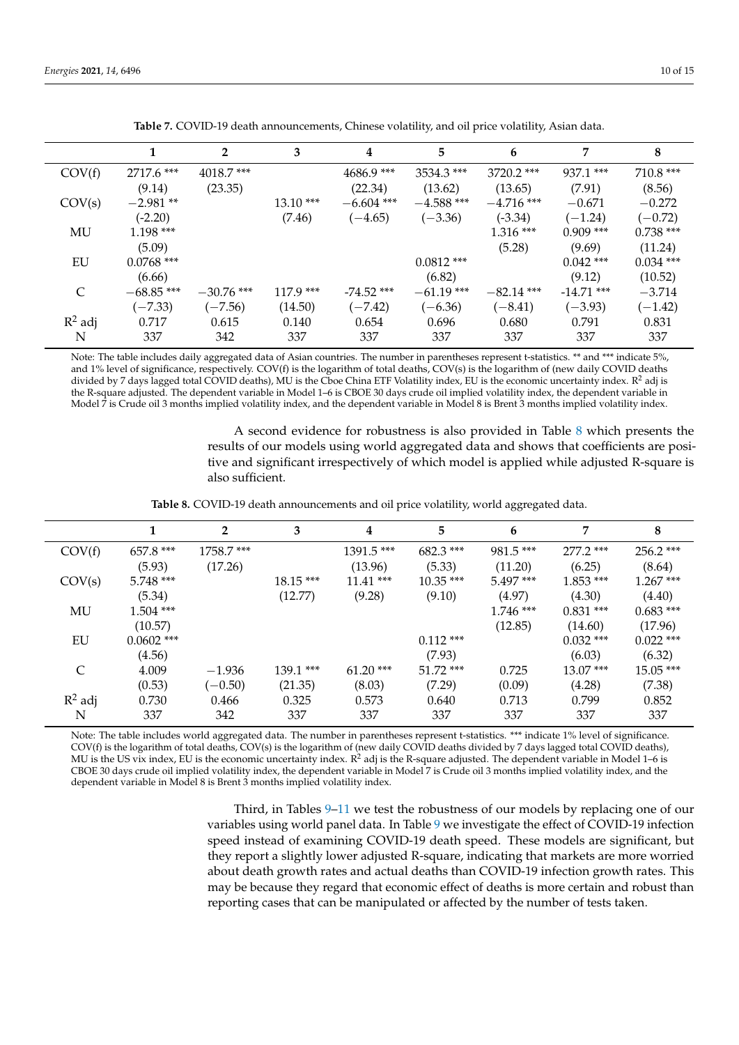**Table 7.** COVID-19 death announcements, Chinese volatility, and oil price volatility, Asian data.

| | 1 | 2 | 3 | 4 | 5 | 6 | 7 | 8 |
|---|---|---|---|---|---|---|---|---|
| COV(f) | 2717.6 *** | 4018.7 *** | | 4686.9 *** | 3534.3 *** | 3720.2 *** | 937.1 *** | 710.8 *** |
| | (9.14) | (23.35) | | (22.34) | (13.62) | (13.65) | (7.91) | (8.56) |
| COV(s) | −2.981 ** | | 13.10 *** | −6.604 *** | −4.588 *** | −4.716 *** | −0.671 | −0.272 |
| | (-2.20) | | (7.46) | (−4.65) | (−3.36) | (-3.34) | (−1.24) | (−0.72) |
| MU | 1.198 *** | | | | | 1.316 *** | 0.909 *** | 0.738 *** |
| | (5.09) | | | | | (5.28) | (9.69) | (11.24) |
| EU | 0.0768 *** | | | | 0.0812 *** | | 0.042 *** | 0.034 *** |
| | (6.66) | | | | (6.82) | | (9.12) | (10.52) |
| C | −68.85 *** | −30.76 *** | 117.9 *** | -74.52 *** | −61.19 *** | −82.14 *** | -14.71 *** | −3.714 |
| | (−7.33) | (−7.56) | (14.50) | (−7.42) | (−6.36) | (−8.41) | (−3.93) | (−1.42) |
| $R^2$ adj | 0.717 | 0.615 | 0.140 | 0.654 | 0.696 | 0.680 | 0.791 | 0.831 |
| N | 337 | 342 | 337 | 337 | 337 | 337 | 337 | 337 |

Note: The table includes daily aggregated data of Asian countries. The number in parentheses represent t-statistics. ** and *** indicate 5%, and 1% level of significance, respectively. COV(f) is the logarithm of total deaths, COV(s) is the logarithm of (new daily COVID deaths divided by 7 days lagged total COVID deaths), MU is the Cboe China ETF Volatility index, EU is the economic uncertainty index. $R^2$ adj is the R-square adjusted. The dependent variable in Model 1–6 is CBOE 30 days crude oil implied volatility index, the dependent variable in Model 7 is Crude oil 3 months implied volatility index, and the dependent variable in Model 8 is Brent 3 months implied volatility index.

A second evidence for robustness is also provided in Table 8 which presents the results of our models using world aggregated data and shows that coefficients are positive and significant irrespectively of which model is applied while adjusted R-square is also sufficient.

**Table 8.** COVID-19 death announcements and oil price volatility, world aggregated data.

| | 1 | 2 | 3 | 4 | 5 | 6 | 7 | 8 |
|---|---|---|---|---|---|---|---|---|
| COV(f) | 657.8 *** | 1758.7 *** | | 1391.5 *** | 682.3 *** | 981.5 *** | 277.2 *** | 256.2 *** |
| | (5.93) | (17.26) | | (13.96) | (5.33) | (11.20) | (6.25) | (8.64) |
| COV(s) | 5.748 *** | | 18.15 *** | 11.41 *** | 10.35 *** | 5.497 *** | 1.853 *** | 1.267 *** |
| | (5.34) | | (12.77) | (9.28) | (9.10) | (4.97) | (4.30) | (4.40) |
| MU | 1.504 *** | | | | | 1.746 *** | 0.831 *** | 0.683 *** |
| | (10.57) | | | | | (12.85) | (14.60) | (17.96) |
| EU | 0.0602 *** | | | | 0.112 *** | | 0.032 *** | 0.022 *** |
| | (4.56) | | | | (7.93) | | (6.03) | (6.32) |
| C | 4.009 | −1.936 | 139.1 *** | 61.20 *** | 51.72 *** | 0.725 | 13.07 *** | 15.05 *** |
| | (0.53) | (−0.50) | (21.35) | (8.03) | (7.29) | (0.09) | (4.28) | (7.38) |
| $R^2$ adj | 0.730 | 0.466 | 0.325 | 0.573 | 0.640 | 0.713 | 0.799 | 0.852 |
| N | 337 | 342 | 337 | 337 | 337 | 337 | 337 | 337 |

Note: The table includes world aggregated data. The number in parentheses represent t-statistics. *** indicate 1% level of significance. COV(f) is the logarithm of total deaths, COV(s) is the logarithm of (new daily COVID deaths divided by 7 days lagged total COVID deaths), MU is the US vix index, EU is the economic uncertainty index. $R^2$ adj is the R-square adjusted. The dependent variable in Model 1–6 is CBOE 30 days crude oil implied volatility index, the dependent variable in Model 7 is Crude oil 3 months implied volatility index, and the dependent variable in Model 8 is Brent 3 months implied volatility index.

Third, in Tables 9–11 we test the robustness of our models by replacing one of our variables using world panel data. In Table 9 we investigate the effect of COVID-19 infection speed instead of examining COVID-19 death speed. These models are significant, but they report a slightly lower adjusted R-square, indicating that markets are more worried about death growth rates and actual deaths than COVID-19 infection growth rates. This may be because they regard that economic effect of deaths is more certain and robust than reporting cases that can be manipulated or affected by the number of tests taken.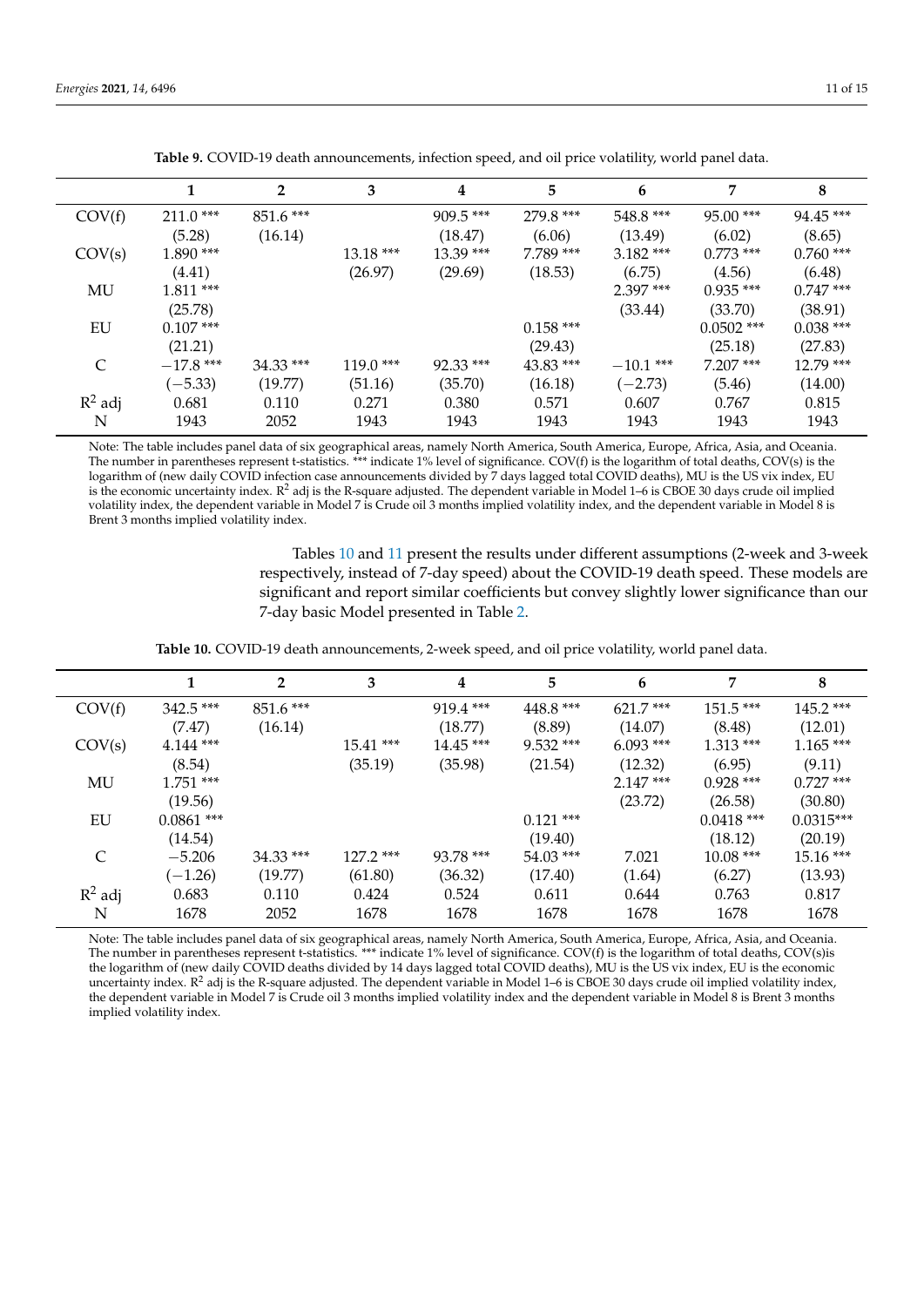**Table 9.** COVID-19 death announcements, infection speed, and oil price volatility, world panel data.

| | 1 | 2 | 3 | 4 | 5 | 6 | 7 | 8 |
|---|---|---|---|---|---|---|---|---|
| COV(f) | 211.0 *** | 851.6 *** | | 909.5 *** | 279.8 *** | 548.8 *** | 95.00 *** | 94.45 *** |
| | (5.28) | (16.14) | | (18.47) | (6.06) | (13.49) | (6.02) | (8.65) |
| COV(s) | 1.890 *** | | 13.18 *** | 13.39 *** | 7.789 *** | 3.182 *** | 0.773 *** | 0.760 *** |
| | (4.41) | | (26.97) | (29.69) | (18.53) | (6.75) | (4.56) | (6.48) |
| MU | 1.811 *** | | | | | 2.397 *** | 0.935 *** | 0.747 *** |
| | (25.78) | | | | | (33.44) | (33.70) | (38.91) |
| EU | 0.107 *** | | | | 0.158 *** | | 0.0502 *** | 0.038 *** |
| | (21.21) | | | | (29.43) | | (25.18) | (27.83) |
| C | −17.8 *** | 34.33 *** | 119.0 *** | 92.33 *** | 43.83 *** | −10.1 *** | 7.207 *** | 12.79 *** |
| | (−5.33) | (19.77) | (51.16) | (35.70) | (16.18) | (−2.73) | (5.46) | (14.00) |
| $R^2$ adj | 0.681 | 0.110 | 0.271 | 0.380 | 0.571 | 0.607 | 0.767 | 0.815 |
| N | 1943 | 2052 | 1943 | 1943 | 1943 | 1943 | 1943 | 1943 |

Note: The table includes panel data of six geographical areas, namely North America, South America, Europe, Africa, Asia, and Oceania. The number in parentheses represent t-statistics. *** indicate 1% level of significance. COV(f) is the logarithm of total deaths, COV(s) is the logarithm of (new daily COVID infection case announcements divided by 7 days lagged total COVID deaths), MU is the US vix index, EU is the economic uncertainty index. $R^2$ adj is the R-square adjusted. The dependent variable in Model 1–6 is CBOE 30 days crude oil implied volatility index, the dependent variable in Model 7 is Crude oil 3 months implied volatility index, and the dependent variable in Model 8 is Brent 3 months implied volatility index.

Tables 10 and 11 present the results under different assumptions (2-week and 3-week respectively, instead of 7-day speed) about the COVID-19 death speed. These models are significant and report similar coefficients but convey slightly lower significance than our 7-day basic Model presented in Table 2.

**Table 10.** COVID-19 death announcements, 2-week speed, and oil price volatility, world panel data.

| | 1 | 2 | 3 | 4 | 5 | 6 | 7 | 8 |
|---|---|---|---|---|---|---|---|---|
| COV(f) | 342.5 *** | 851.6 *** | | 919.4 *** | 448.8 *** | 621.7 *** | 151.5 *** | 145.2 *** |
| | (7.47) | (16.14) | | (18.77) | (8.89) | (14.07) | (8.48) | (12.01) |
| COV(s) | 4.144 *** | | 15.41 *** | 14.45 *** | 9.532 *** | 6.093 *** | 1.313 *** | 1.165 *** |
| | (8.54) | | (35.19) | (35.98) | (21.54) | (12.32) | (6.95) | (9.11) |
| MU | 1.751 *** | | | | | 2.147 *** | 0.928 *** | 0.727 *** |
| | (19.56) | | | | | (23.72) | (26.58) | (30.80) |
| EU | 0.0861 *** | | | | 0.121 *** | | 0.0418 *** | 0.0315*** |
| | (14.54) | | | | (19.40) | | (18.12) | (20.19) |
| C | −5.206 | 34.33 *** | 127.2 *** | 93.78 *** | 54.03 *** | 7.021 | 10.08 *** | 15.16 *** |
| | (−1.26) | (19.77) | (61.80) | (36.32) | (17.40) | (1.64) | (6.27) | (13.93) |
| $R^2$ adj | 0.683 | 0.110 | 0.424 | 0.524 | 0.611 | 0.644 | 0.763 | 0.817 |
| N | 1678 | 2052 | 1678 | 1678 | 1678 | 1678 | 1678 | 1678 |

Note: The table includes panel data of six geographical areas, namely North America, South America, Europe, Africa, Asia, and Oceania. The number in parentheses represent t-statistics. *** indicate 1% level of significance. COV(f) is the logarithm of total deaths, COV(s)is the logarithm of (new daily COVID deaths divided by 14 days lagged total COVID deaths), MU is the US vix index, EU is the economic uncertainty index. $R^2$ adj is the R-square adjusted. The dependent variable in Model 1–6 is CBOE 30 days crude oil implied volatility index, the dependent variable in Model 7 is Crude oil 3 months implied volatility index and the dependent variable in Model 8 is Brent 3 months implied volatility index.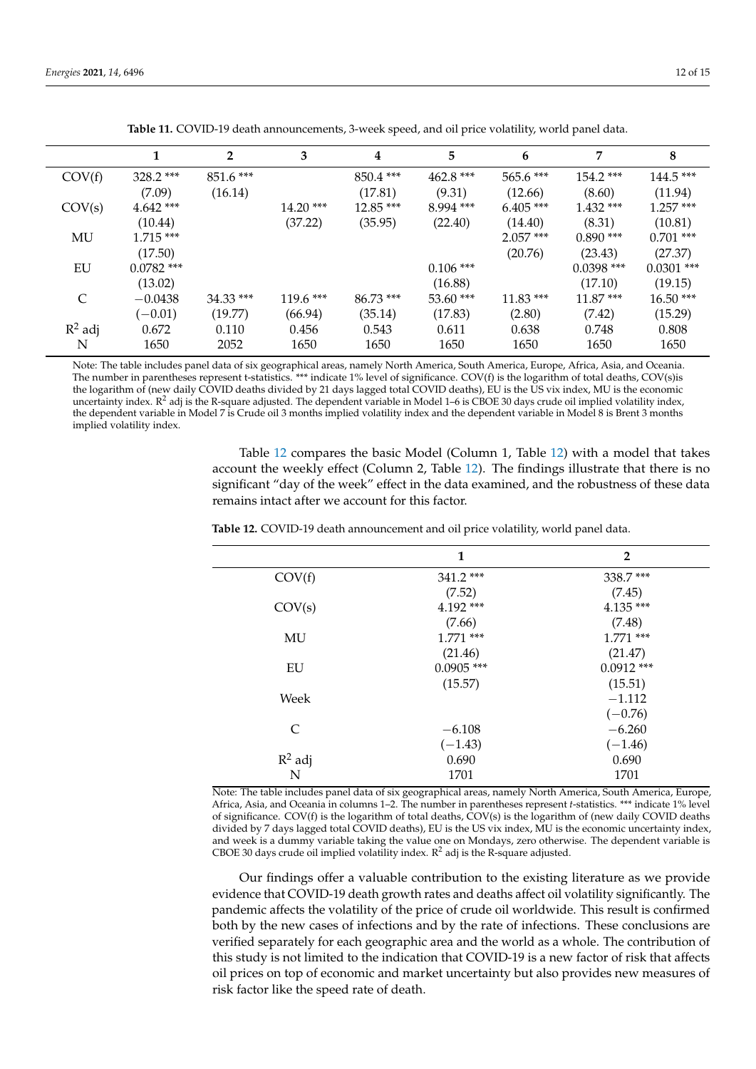**Table 11.** COVID-19 death announcements, 3-week speed, and oil price volatility, world panel data.

| | 1 | 2 | 3 | 4 | 5 | 6 | 7 | 8 |
|---|---|---|---|---|---|---|---|---|
| COV(f) | 328.2 *** | 851.6 *** | | 850.4 *** | 462.8 *** | 565.6 *** | 154.2 *** | 144.5 *** |
| | (7.09) | (16.14) | | (17.81) | (9.31) | (12.66) | (8.60) | (11.94) |
| COV(s) | 4.642 *** | | 14.20 *** | 12.85 *** | 8.994 *** | 6.405 *** | 1.432 *** | 1.257 *** |
| | (10.44) | | (37.22) | (35.95) | (22.40) | (14.40) | (8.31) | (10.81) |
| MU | 1.715 *** | | | | | 2.057 *** | 0.890 *** | 0.701 *** |
| | (17.50) | | | | | (20.76) | (23.43) | (27.37) |
| EU | 0.0782 *** | | | | 0.106 *** | | 0.0398 *** | 0.0301 *** |
| | (13.02) | | | | (16.88) | | (17.10) | (19.15) |
| C | −0.0438 | 34.33 *** | 119.6 *** | 86.73 *** | 53.60 *** | 11.83 *** | 11.87 *** | 16.50 *** |
| | (−0.01) | (19.77) | (66.94) | (35.14) | (17.83) | (2.80) | (7.42) | (15.29) |
| $R^2$ adj | 0.672 | 0.110 | 0.456 | 0.543 | 0.611 | 0.638 | 0.748 | 0.808 |
| N | 1650 | 2052 | 1650 | 1650 | 1650 | 1650 | 1650 | 1650 |

Note: The table includes panel data of six geographical areas, namely North America, South America, Europe, Africa, Asia, and Oceania. The number in parentheses represent t-statistics. *** indicate 1% level of significance. COV(f) is the logarithm of total deaths, COV(s)is the logarithm of (new daily COVID deaths divided by 21 days lagged total COVID deaths), EU is the US vix index, MU is the economic uncertainty index. $R^2$ adj is the R-square adjusted. The dependent variable in Model 1–6 is CBOE 30 days crude oil implied volatility index, the dependent variable in Model 7 is Crude oil 3 months implied volatility index and the dependent variable in Model 8 is Brent 3 months implied volatility index.

Table 12 compares the basic Model (Column 1, Table 12) with a model that takes account the weekly effect (Column 2, Table 12). The findings illustrate that there is no significant "day of the week" effect in the data examined, and the robustness of these data remains intact after we account for this factor.

**Table 12.** COVID-19 death announcement and oil price volatility, world panel data.

| | 1 | 2 |
|---|---|---|
| COV(f) | 341.2 *** | 338.7 *** |
| | (7.52) | (7.45) |
| COV(s) | 4.192 *** | 4.135 *** |
| | (7.66) | (7.48) |
| MU | 1.771 *** | 1.771 *** |
| | (21.46) | (21.47) |
| EU | 0.0905 *** | 0.0912 *** |
| | (15.57) | (15.51) |
| Week | | −1.112 |
| | | (−0.76) |
| C | −6.108 | −6.260 |
| | (−1.43) | (−1.46) |
| $R^2$ adj | 0.690 | 0.690 |
| N | 1701 | 1701 |

Note: The table includes panel data of six geographical areas, namely North America, South America, Europe, Africa, Asia, and Oceania in columns 1–2. The number in parentheses represent *t*-statistics. *** indicate 1% level of significance. COV(f) is the logarithm of total deaths, COV(s) is the logarithm of (new daily COVID deaths divided by 7 days lagged total COVID deaths), EU is the US vix index, MU is the economic uncertainty index, and week is a dummy variable taking the value one on Mondays, zero otherwise. The dependent variable is CBOE 30 days crude oil implied volatility index. $R^2$ adj is the R-square adjusted.

Our findings offer a valuable contribution to the existing literature as we provide evidence that COVID-19 death growth rates and deaths affect oil volatility significantly. The pandemic affects the volatility of the price of crude oil worldwide. This result is confirmed both by the new cases of infections and by the rate of infections. These conclusions are verified separately for each geographic area and the world as a whole. The contribution of this study is not limited to the indication that COVID-19 is a new factor of risk that affects oil prices on top of economic and market uncertainty but also provides new measures of risk factor like the speed rate of death.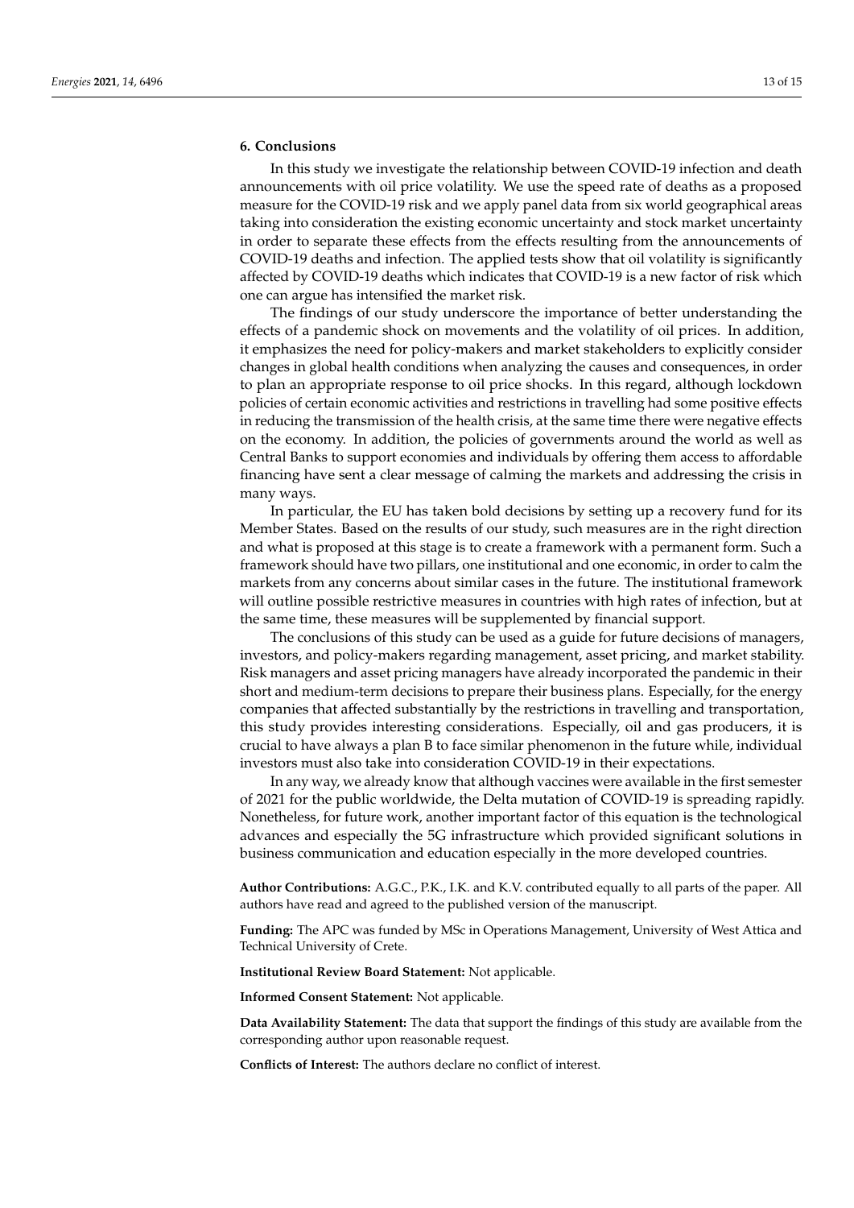## 6. Conclusions

In this study we investigate the relationship between COVID-19 infection and death announcements with oil price volatility. We use the speed rate of deaths as a proposed measure for the COVID-19 risk and we apply panel data from six world geographical areas taking into consideration the existing economic uncertainty and stock market uncertainty in order to separate these effects from the effects resulting from the announcements of COVID-19 deaths and infection. The applied tests show that oil volatility is significantly affected by COVID-19 deaths which indicates that COVID-19 is a new factor of risk which one can argue has intensified the market risk.

The findings of our study underscore the importance of better understanding the effects of a pandemic shock on movements and the volatility of oil prices. In addition, it emphasizes the need for policy-makers and market stakeholders to explicitly consider changes in global health conditions when analyzing the causes and consequences, in order to plan an appropriate response to oil price shocks. In this regard, although lockdown policies of certain economic activities and restrictions in travelling had some positive effects in reducing the transmission of the health crisis, at the same time there were negative effects on the economy. In addition, the policies of governments around the world as well as Central Banks to support economies and individuals by offering them access to affordable financing have sent a clear message of calming the markets and addressing the crisis in many ways.

In particular, the EU has taken bold decisions by setting up a recovery fund for its Member States. Based on the results of our study, such measures are in the right direction and what is proposed at this stage is to create a framework with a permanent form. Such a framework should have two pillars, one institutional and one economic, in order to calm the markets from any concerns about similar cases in the future. The institutional framework will outline possible restrictive measures in countries with high rates of infection, but at the same time, these measures will be supplemented by financial support.

The conclusions of this study can be used as a guide for future decisions of managers, investors, and policy-makers regarding management, asset pricing, and market stability. Risk managers and asset pricing managers have already incorporated the pandemic in their short and medium-term decisions to prepare their business plans. Especially, for the energy companies that affected substantially by the restrictions in travelling and transportation, this study provides interesting considerations. Especially, oil and gas producers, it is crucial to have always a plan B to face similar phenomenon in the future while, individual investors must also take into consideration COVID-19 in their expectations.

In any way, we already know that although vaccines were available in the first semester of 2021 for the public worldwide, the Delta mutation of COVID-19 is spreading rapidly. Nonetheless, for future work, another important factor of this equation is the technological advances and especially the 5G infrastructure which provided significant solutions in business communication and education especially in the more developed countries.

**Author Contributions:** A.G.C., P.K., I.K. and K.V. contributed equally to all parts of the paper. All authors have read and agreed to the published version of the manuscript.

**Funding:** The APC was funded by MSc in Operations Management, University of West Attica and Technical University of Crete.

**Institutional Review Board Statement:** Not applicable.

**Informed Consent Statement:** Not applicable.

**Data Availability Statement:** The data that support the findings of this study are available from the corresponding author upon reasonable request.

**Conflicts of Interest:** The authors declare no conflict of interest.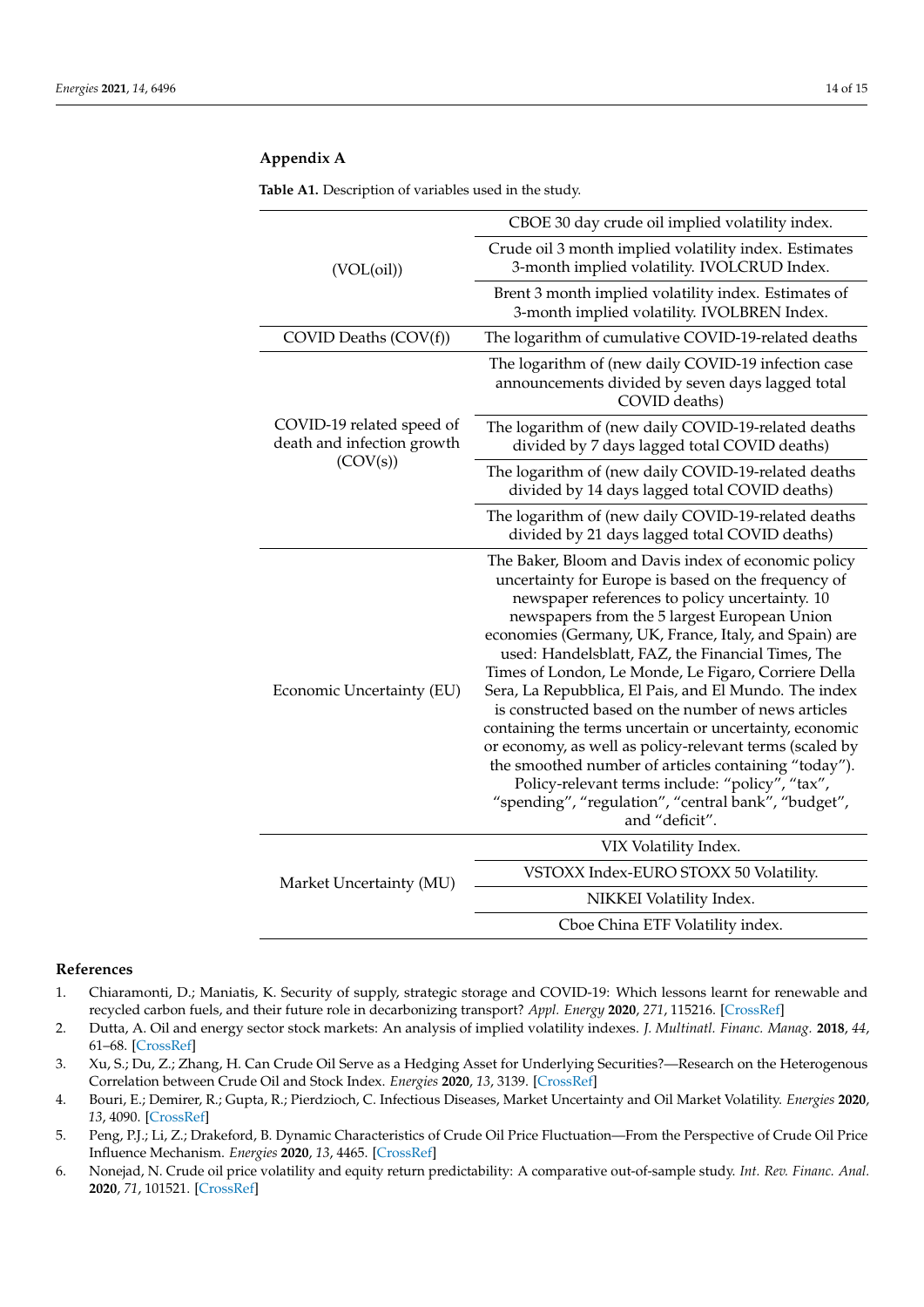## Appendix A

**Table A1.** Description of variables used in the study.

| | |
|---|---|
| (VOL(oil)) | CBOE 30 day crude oil implied volatility index. |
| | Crude oil 3 month implied volatility index. Estimates 3-month implied volatility. IVOLCRUD Index. |
| | Brent 3 month implied volatility index. Estimates of 3-month implied volatility. IVOLBREN Index. |
| COVID Deaths (COV(f)) | The logarithm of cumulative COVID-19-related deaths |
| COVID-19 related speed of death and infection growth (COV(s)) | The logarithm of (new daily COVID-19 infection case announcements divided by seven days lagged total COVID deaths) |
| | The logarithm of (new daily COVID-19-related deaths divided by 7 days lagged total COVID deaths) |
| | The logarithm of (new daily COVID-19-related deaths divided by 14 days lagged total COVID deaths) |
| | The logarithm of (new daily COVID-19-related deaths divided by 21 days lagged total COVID deaths) |
| Economic Uncertainty (EU) | The Baker, Bloom and Davis index of economic policy uncertainty for Europe is based on the frequency of newspaper references to policy uncertainty. 10 newspapers from the 5 largest European Union economies (Germany, UK, France, Italy, and Spain) are used: Handelsblatt, FAZ, the Financial Times, The Times of London, Le Monde, Le Figaro, Corriere Della Sera, La Repubblica, El Pais, and El Mundo. The index is constructed based on the number of news articles containing the terms uncertain or uncertainty, economic or economy, as well as policy-relevant terms (scaled by the smoothed number of articles containing "today"). Policy-relevant terms include: "policy", "tax", "spending", "regulation", "central bank", "budget", and "deficit". |
| Market Uncertainty (MU) | VIX Volatility Index. |
| | VSTOXX Index-EURO STOXX 50 Volatility. |
| | NIKKEI Volatility Index. |
| | Cboe China ETF Volatility index. |

## References

1. Chiaramonti, D.; Maniatis, K. Security of supply, strategic storage and COVID-19: Which lessons learnt for renewable and recycled carbon fuels, and their future role in decarbonizing transport? *Appl. Energy* **2020**, *271*, 115216. [CrossRef]
2. Dutta, A. Oil and energy sector stock markets: An analysis of implied volatility indexes. *J. Multinatl. Financ. Manag.* **2018**, *44*, 61–68. [CrossRef]
3. Xu, S.; Du, Z.; Zhang, H. Can Crude Oil Serve as a Hedging Asset for Underlying Securities?—Research on the Heterogenous Correlation between Crude Oil and Stock Index. *Energies* **2020**, *13*, 3139. [CrossRef]
4. Bouri, E.; Demirer, R.; Gupta, R.; Pierdzioch, C. Infectious Diseases, Market Uncertainty and Oil Market Volatility. *Energies* **2020**, *13*, 4090. [CrossRef]
5. Peng, P.J.; Li, Z.; Drakeford, B. Dynamic Characteristics of Crude Oil Price Fluctuation—From the Perspective of Crude Oil Price Influence Mechanism. *Energies* **2020**, *13*, 4465. [CrossRef]
6. Nonejad, N. Crude oil price volatility and equity return predictability: A comparative out-of-sample study. *Int. Rev. Financ. Anal.* **2020**, *71*, 101521. [CrossRef]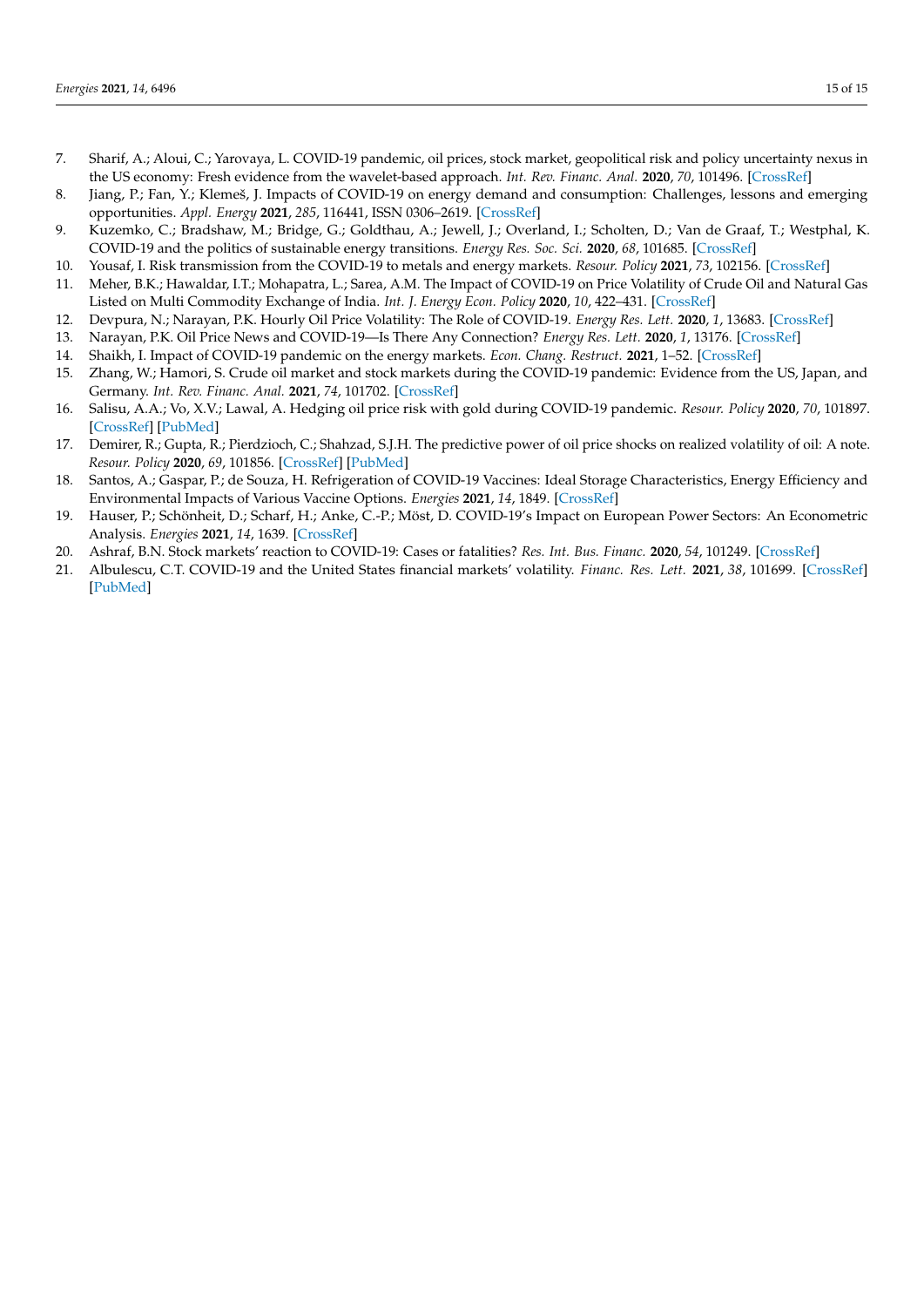7. Sharif, A.; Aloui, C.; Yarovaya, L. COVID-19 pandemic, oil prices, stock market, geopolitical risk and policy uncertainty nexus in the US economy: Fresh evidence from the wavelet-based approach. *Int. Rev. Financ. Anal.* **2020**, *70*, 101496. [CrossRef]
8. Jiang, P.; Fan, Y.; Klemeš, J. Impacts of COVID-19 on energy demand and consumption: Challenges, lessons and emerging opportunities. *Appl. Energy* **2021**, *285*, 116441, ISSN 0306–2619. [CrossRef]
9. Kuzemko, C.; Bradshaw, M.; Bridge, G.; Goldthau, A.; Jewell, J.; Overland, I.; Scholten, D.; Van de Graaf, T.; Westphal, K. COVID-19 and the politics of sustainable energy transitions. *Energy Res. Soc. Sci.* **2020**, *68*, 101685. [CrossRef]
10. Yousaf, I. Risk transmission from the COVID-19 to metals and energy markets. *Resour. Policy* **2021**, *73*, 102156. [CrossRef]
11. Meher, B.K.; Hawaldar, I.T.; Mohapatra, L.; Sarea, A.M. The Impact of COVID-19 on Price Volatility of Crude Oil and Natural Gas Listed on Multi Commodity Exchange of India. *Int. J. Energy Econ. Policy* **2020**, *10*, 422–431. [CrossRef]
12. Devpura, N.; Narayan, P.K. Hourly Oil Price Volatility: The Role of COVID-19. *Energy Res. Lett.* **2020**, *1*, 13683. [CrossRef]
13. Narayan, P.K. Oil Price News and COVID-19—Is There Any Connection? *Energy Res. Lett.* **2020**, *1*, 13176. [CrossRef]
14. Shaikh, I. Impact of COVID-19 pandemic on the energy markets. *Econ. Chang. Restruct.* **2021**, 1–52. [CrossRef]
15. Zhang, W.; Hamori, S. Crude oil market and stock markets during the COVID-19 pandemic: Evidence from the US, Japan, and Germany. *Int. Rev. Financ. Anal.* **2021**, *74*, 101702. [CrossRef]
16. Salisu, A.A.; Vo, X.V.; Lawal, A. Hedging oil price risk with gold during COVID-19 pandemic. *Resour. Policy* **2020**, *70*, 101897. [CrossRef] [PubMed]
17. Demirer, R.; Gupta, R.; Pierdzioch, C.; Shahzad, S.J.H. The predictive power of oil price shocks on realized volatility of oil: A note. *Resour. Policy* **2020**, *69*, 101856. [CrossRef] [PubMed]
18. Santos, A.; Gaspar, P.; de Souza, H. Refrigeration of COVID-19 Vaccines: Ideal Storage Characteristics, Energy Efficiency and Environmental Impacts of Various Vaccine Options. *Energies* **2021**, *14*, 1849. [CrossRef]
19. Hauser, P.; Schönheit, D.; Scharf, H.; Anke, C.-P.; Möst, D. COVID-19's Impact on European Power Sectors: An Econometric Analysis. *Energies* **2021**, *14*, 1639. [CrossRef]
20. Ashraf, B.N. Stock markets' reaction to COVID-19: Cases or fatalities? *Res. Int. Bus. Financ.* **2020**, *54*, 101249. [CrossRef]
21. Albulescu, C.T. COVID-19 and the United States financial markets' volatility. *Financ. Res. Lett.* **2021**, *38*, 101699. [CrossRef] [PubMed]